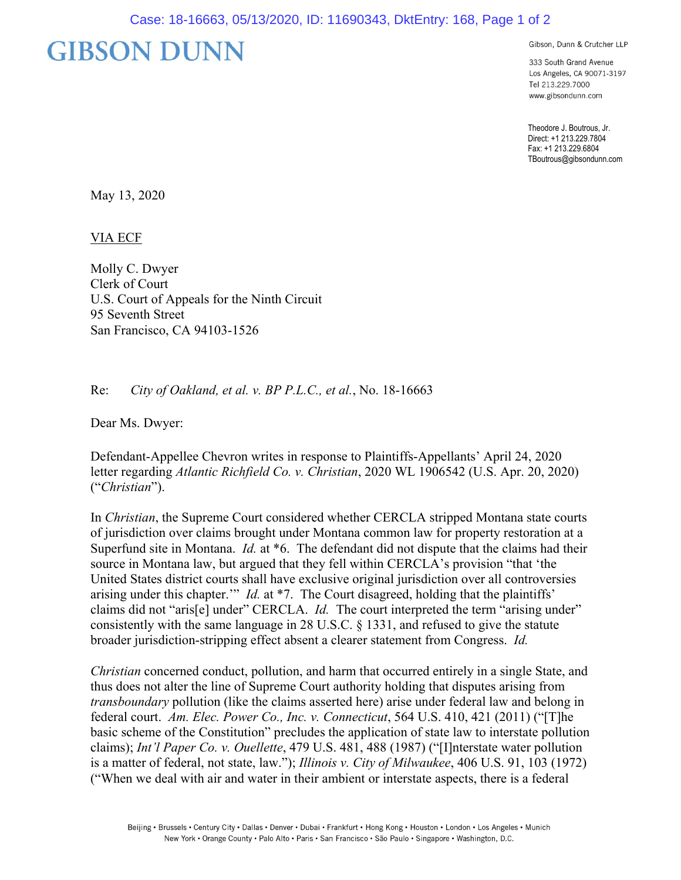# GIBSON DUNN

Gibson, Dunn & Crutcher LLP

333 South Grand Avenue
Los Angeles, CA 90071-3197
Tel 213.229.7000
www.gibsondunn.com

Theodore J. Boutrous, Jr.
Direct: +1 213.229.7804
Fax: +1 213.229.6804
TBoutrous@gibsondunn.com

May 13, 2020

VIA ECF

Molly C. Dwyer
Clerk of Court
U.S. Court of Appeals for the Ninth Circuit
95 Seventh Street
San Francisco, CA 94103-1526

Re: *City of Oakland, et al. v. BP P.L.C., et al.*, No. 18-16663

Dear Ms. Dwyer:

Defendant-Appellee Chevron writes in response to Plaintiffs-Appellants' April 24, 2020 letter regarding *Atlantic Richfield Co. v. Christian*, 2020 WL 1906542 (U.S. Apr. 20, 2020) ("*Christian*").

In *Christian*, the Supreme Court considered whether CERCLA stripped Montana state courts of jurisdiction over claims brought under Montana common law for property restoration at a Superfund site in Montana. *Id.* at \*6. The defendant did not dispute that the claims had their source in Montana law, but argued that they fell within CERCLA's provision "that 'the United States district courts shall have exclusive original jurisdiction over all controversies arising under this chapter.'" *Id.* at \*7. The Court disagreed, holding that the plaintiffs' claims did not "aris[e] under" CERCLA. *Id.* The court interpreted the term "arising under" consistently with the same language in 28 U.S.C. § 1331, and refused to give the statute broader jurisdiction-stripping effect absent a clearer statement from Congress. *Id.*

*Christian* concerned conduct, pollution, and harm that occurred entirely in a single State, and thus does not alter the line of Supreme Court authority holding that disputes arising from *transboundary* pollution (like the claims asserted here) arise under federal law and belong in federal court. *Am. Elec. Power Co., Inc. v. Connecticut*, 564 U.S. 410, 421 (2011) ("[T]he basic scheme of the Constitution" precludes the application of state law to interstate pollution claims); *Int'l Paper Co. v. Ouellette*, 479 U.S. 481, 488 (1987) ("[I]nterstate water pollution is a matter of federal, not state, law."); *Illinois v. City of Milwaukee*, 406 U.S. 91, 103 (1972) ("When we deal with air and water in their ambient or interstate aspects, there is a federal

Beijing • Brussels • Century City • Dallas • Denver • Dubai • Frankfurt • Hong Kong • Houston • London • Los Angeles • Munich
New York • Orange County • Palo Alto • Paris • San Francisco • São Paulo • Singapore • Washington, D.C.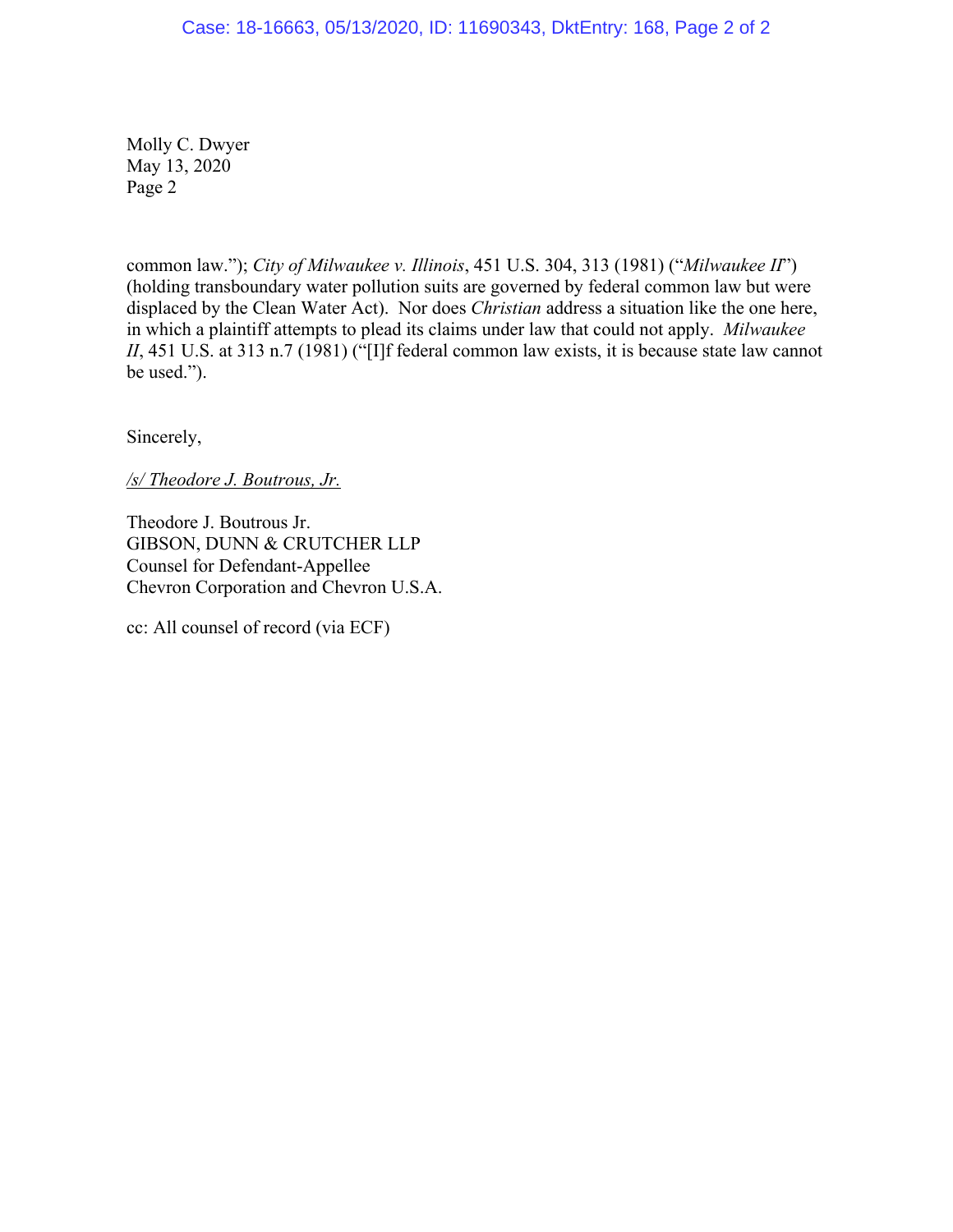Molly C. Dwyer
May 13, 2020
Page 2

common law."); *City of Milwaukee v. Illinois*, 451 U.S. 304, 313 (1981) ("*Milwaukee II*") (holding transboundary water pollution suits are governed by federal common law but were displaced by the Clean Water Act). Nor does *Christian* address a situation like the one here, in which a plaintiff attempts to plead its claims under law that could not apply. *Milwaukee II*, 451 U.S. at 313 n.7 (1981) ("[I]f federal common law exists, it is because state law cannot be used.").

Sincerely,

*/s/ Theodore J. Boutrous, Jr.*

Theodore J. Boutrous Jr.
GIBSON, DUNN & CRUTCHER LLP
Counsel for Defendant-Appellee
Chevron Corporation and Chevron U.S.A.

cc: All counsel of record (via ECF)